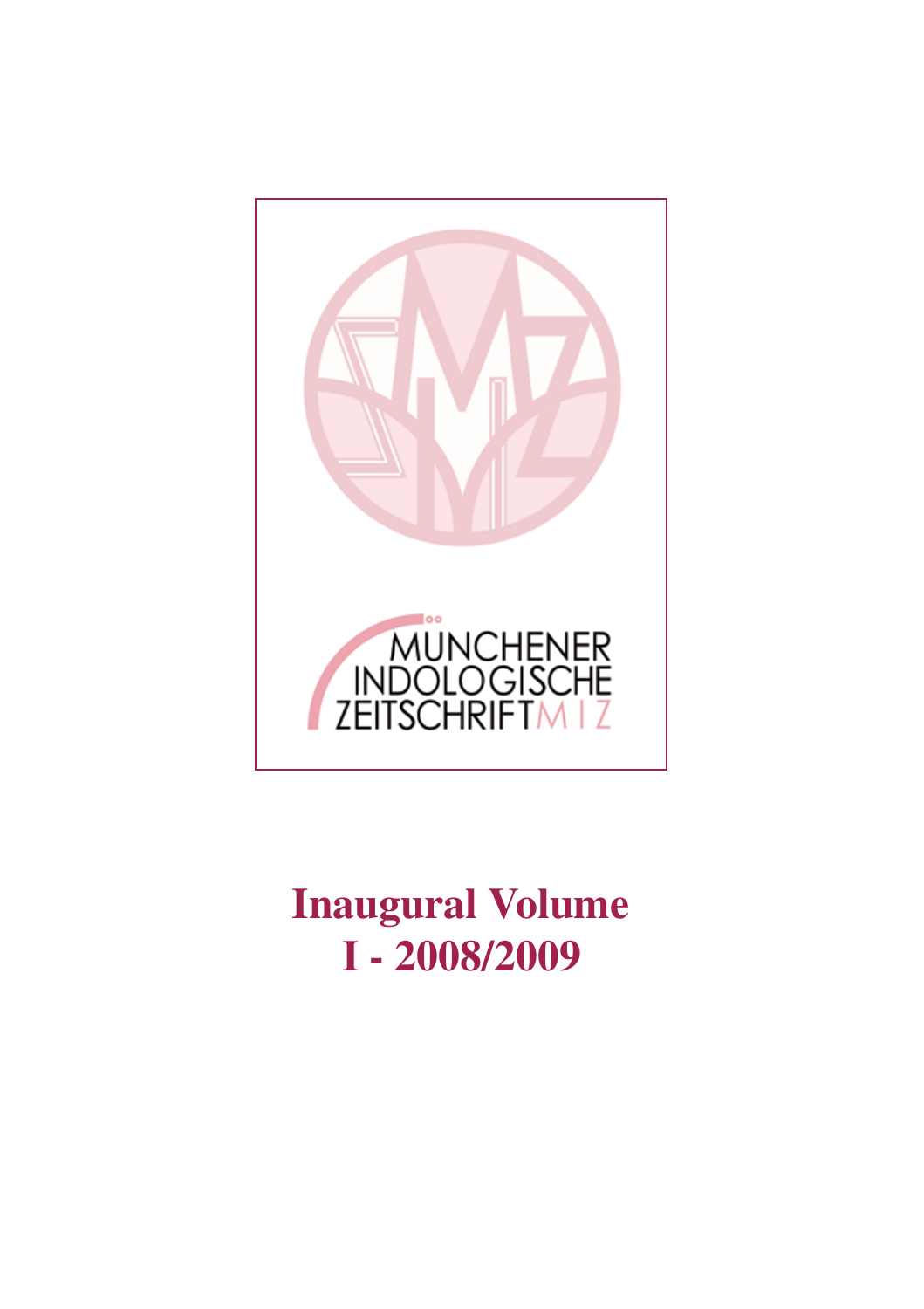MÜNCHENER INDOLOGISCHE ZEITSCHRIFT MIZ

# Inaugural Volume

# I - 2008/2009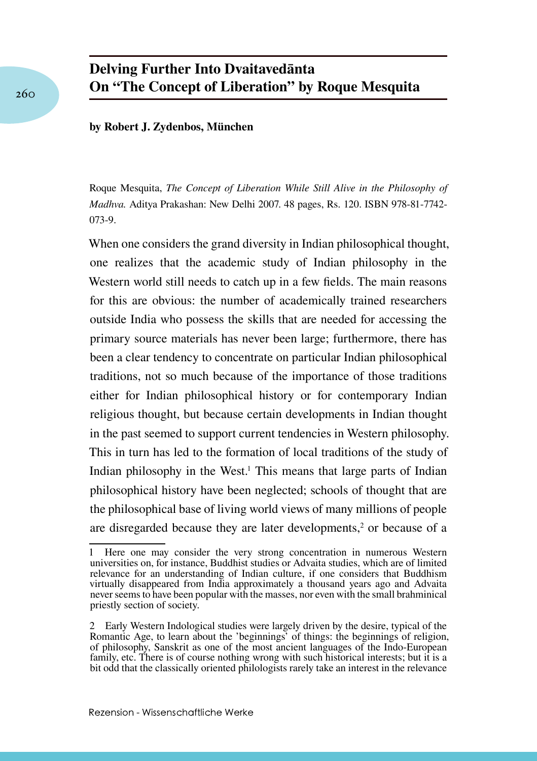# Delving Further Into Dvaitavedānta On "The Concept of Liberation" by Roque Mesquita

**by Robert J. Zydenbos, München**

Roque Mesquita, *The Concept of Liberation While Still Alive in the Philosophy of Madhva.* Aditya Prakashan: New Delhi 2007. 48 pages, Rs. 120. ISBN 978-81-7742-073-9.

When one considers the grand diversity in Indian philosophical thought, one realizes that the academic study of Indian philosophy in the Western world still needs to catch up in a few fields. The main reasons for this are obvious: the number of academically trained researchers outside India who possess the skills that are needed for accessing the primary source materials has never been large; furthermore, there has been a clear tendency to concentrate on particular Indian philosophical traditions, not so much because of the importance of those traditions either for Indian philosophical history or for contemporary Indian religious thought, but because certain developments in Indian thought in the past seemed to support current tendencies in Western philosophy. This in turn has led to the formation of local traditions of the study of Indian philosophy in the West.[1] This means that large parts of Indian philosophical history have been neglected; schools of thought that are the philosophical base of living world views of many millions of people are disregarded because they are later developments,[2] or because of a

---

1 Here one may consider the very strong concentration in numerous Western universities on, for instance, Buddhist studies or Advaita studies, which are of limited relevance for an understanding of Indian culture, if one considers that Buddhism virtually disappeared from India approximately a thousand years ago and Advaita never seems to have been popular with the masses, nor even with the small brahminical priestly section of society.

2 Early Western Indological studies were largely driven by the desire, typical of the Romantic Age, to learn about the 'beginnings' of things: the beginnings of religion, of philosophy, Sanskrit as one of the most ancient languages of the Indo-European family, etc. There is of course nothing wrong with such historical interests; but it is a bit odd that the classically oriented philologists rarely take an interest in the relevance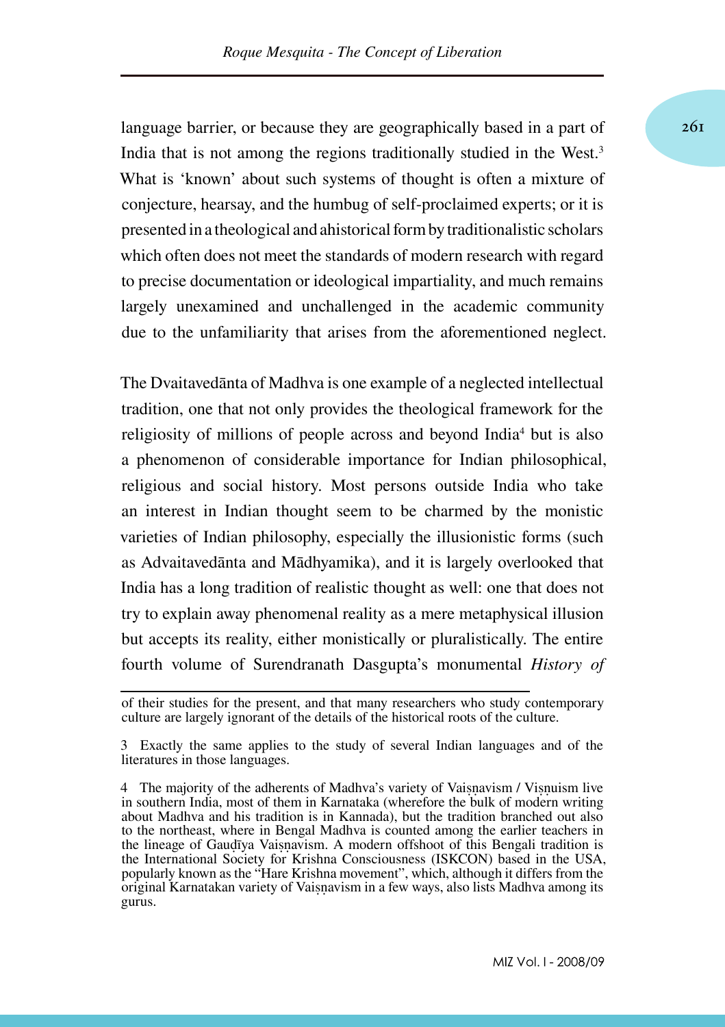language barrier, or because they are geographically based in a part of India that is not among the regions traditionally studied in the West.[3] What is 'known' about such systems of thought is often a mixture of conjecture, hearsay, and the humbug of self-proclaimed experts; or it is presented in a theological and ahistorical form by traditionalistic scholars which often does not meet the standards of modern research with regard to precise documentation or ideological impartiality, and much remains largely unexamined and unchallenged in the academic community due to the unfamiliarity that arises from the aforementioned neglect.

The Dvaitavedānta of Madhva is one example of a neglected intellectual tradition, one that not only provides the theological framework for the religiosity of millions of people across and beyond India[4] but is also a phenomenon of considerable importance for Indian philosophical, religious and social history. Most persons outside India who take an interest in Indian thought seem to be charmed by the monistic varieties of Indian philosophy, especially the illusionistic forms (such as Advaitavedānta and Mādhyamika), and it is largely overlooked that India has a long tradition of realistic thought as well: one that does not try to explain away phenomenal reality as a mere metaphysical illusion but accepts its reality, either monistically or pluralistically. The entire fourth volume of Surendranath Dasgupta's monumental *History of*

---

of their studies for the present, and that many researchers who study contemporary culture are largely ignorant of the details of the historical roots of the culture.

3 Exactly the same applies to the study of several Indian languages and of the literatures in those languages.

4 The majority of the adherents of Madhva's variety of Vaiṣṇavism / Viṣṇuism live in southern India, most of them in Karnataka (wherefore the bulk of modern writing about Madhva and his tradition is in Kannada), but the tradition branched out also to the northeast, where in Bengal Madhva is counted among the earlier teachers in the lineage of Gauḍīya Vaiṣṇavism. A modern offshoot of this Bengali tradition is the International Society for Krishna Consciousness (ISKCON) based in the USA, popularly known as the "Hare Krishna movement", which, although it differs from the original Karnatakan variety of Vaiṣṇavism in a few ways, also lists Madhva among its gurus.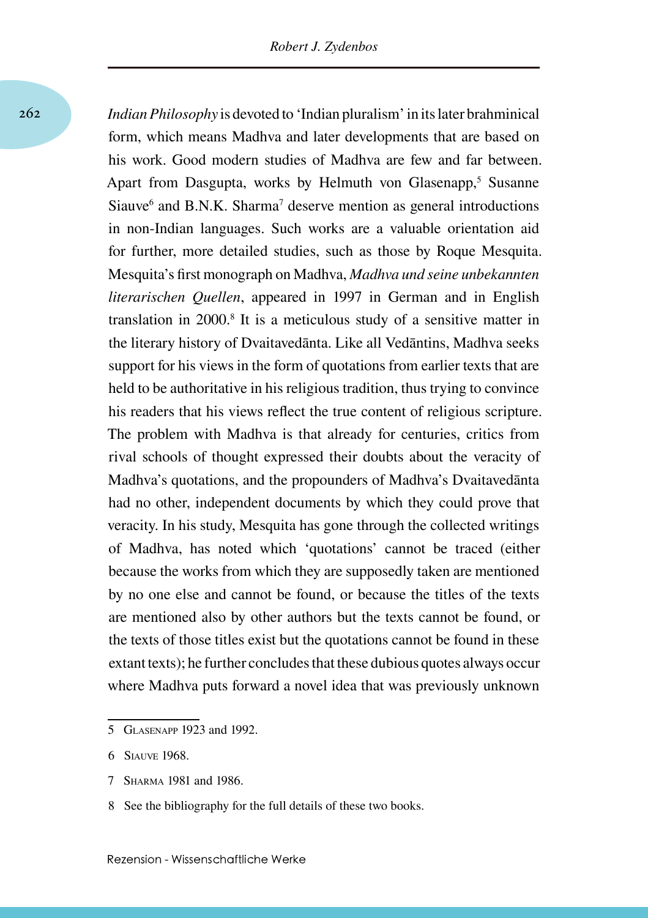*Indian Philosophy* is devoted to 'Indian pluralism' in its later brahminical form, which means Madhva and later developments that are based on his work. Good modern studies of Madhva are few and far between. Apart from Dasgupta, works by Helmuth von Glasenapp,[5] Susanne Siauve[6] and B.N.K. Sharma[7] deserve mention as general introductions in non-Indian languages. Such works are a valuable orientation aid for further, more detailed studies, such as those by Roque Mesquita. Mesquita's first monograph on Madhva, *Madhva und seine unbekannten literarischen Quellen*, appeared in 1997 in German and in English translation in 2000.[8] It is a meticulous study of a sensitive matter in the literary history of Dvaitavedānta. Like all Vedāntins, Madhva seeks support for his views in the form of quotations from earlier texts that are held to be authoritative in his religious tradition, thus trying to convince his readers that his views reflect the true content of religious scripture. The problem with Madhva is that already for centuries, critics from rival schools of thought expressed their doubts about the veracity of Madhva's quotations, and the propounders of Madhva's Dvaitavedānta had no other, independent documents by which they could prove that veracity. In his study, Mesquita has gone through the collected writings of Madhva, has noted which 'quotations' cannot be traced (either because the works from which they are supposedly taken are mentioned by no one else and cannot be found, or because the titles of the texts are mentioned also by other authors but the texts cannot be found, or the texts of those titles exist but the quotations cannot be found in these extant texts); he further concludes that these dubious quotes always occur where Madhva puts forward a novel idea that was previously unknown

---

5 Glasenapp 1923 and 1992.

6 Siauve 1968.

7 Sharma 1981 and 1986.

8 See the bibliography for the full details of these two books.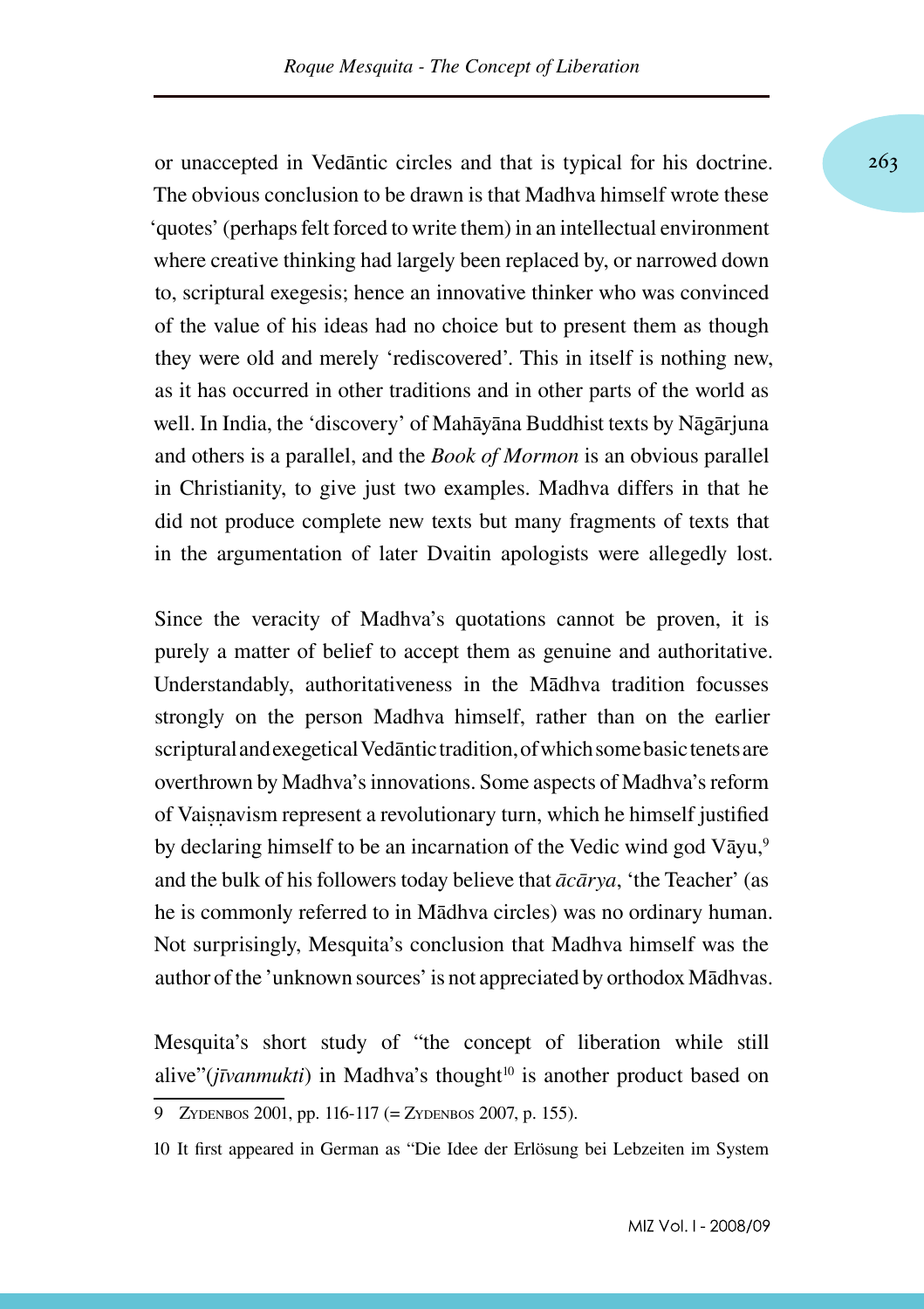or unaccepted in Vedāntic circles and that is typical for his doctrine. The obvious conclusion to be drawn is that Madhva himself wrote these 'quotes' (perhaps felt forced to write them) in an intellectual environment where creative thinking had largely been replaced by, or narrowed down to, scriptural exegesis; hence an innovative thinker who was convinced of the value of his ideas had no choice but to present them as though they were old and merely 'rediscovered'. This in itself is nothing new, as it has occurred in other traditions and in other parts of the world as well. In India, the 'discovery' of Mahāyāna Buddhist texts by Nāgārjuna and others is a parallel, and the *Book of Mormon* is an obvious parallel in Christianity, to give just two examples. Madhva differs in that he did not produce complete new texts but many fragments of texts that in the argumentation of later Dvaitin apologists were allegedly lost.

Since the veracity of Madhva's quotations cannot be proven, it is purely a matter of belief to accept them as genuine and authoritative. Understandably, authoritativeness in the Mādhva tradition focusses strongly on the person Madhva himself, rather than on the earlier scriptural and exegetical Vedāntic tradition, of which some basic tenets are overthrown by Madhva's innovations. Some aspects of Madhva's reform of Vaiṣṇavism represent a revolutionary turn, which he himself justified by declaring himself to be an incarnation of the Vedic wind god Vāyu,[9] and the bulk of his followers today believe that *ācārya*, 'the Teacher' (as he is commonly referred to in Mādhva circles) was no ordinary human. Not surprisingly, Mesquita's conclusion that Madhva himself was the author of the 'unknown sources' is not appreciated by orthodox Mādhvas.

Mesquita's short study of "the concept of liberation while still alive"(*jīvanmukti*) in Madhva's thought[10] is another product based on

9 Zydenbos 2001, pp. 116-117 (= Zydenbos 2007, p. 155).

10 It first appeared in German as "Die Idee der Erlösung bei Lebzeiten im System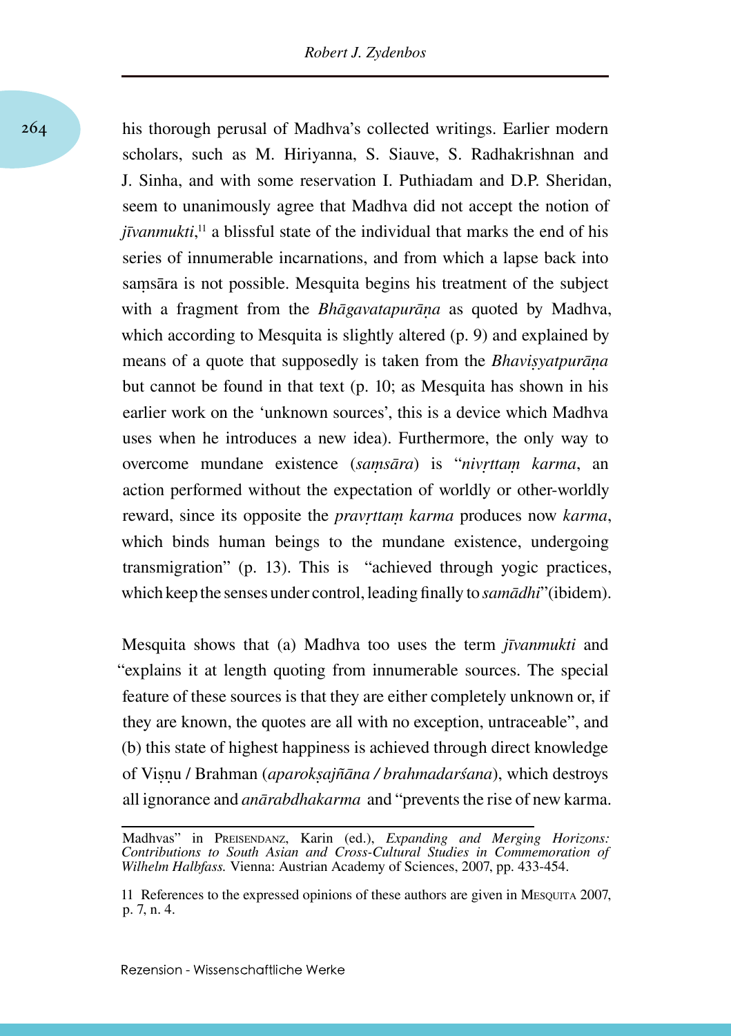his thorough perusal of Madhva's collected writings. Earlier modern scholars, such as M. Hiriyanna, S. Siauve, S. Radhakrishnan and J. Sinha, and with some reservation I. Puthiadam and D.P. Sheridan, seem to unanimously agree that Madhva did not accept the notion of *jīvanmukti*,[11] a blissful state of the individual that marks the end of his series of innumerable incarnations, and from which a lapse back into saṃsāra is not possible. Mesquita begins his treatment of the subject with a fragment from the *Bhāgavatapurāṇa* as quoted by Madhva, which according to Mesquita is slightly altered (p. 9) and explained by means of a quote that supposedly is taken from the *Bhaviṣyatpurāṇa* but cannot be found in that text (p. 10; as Mesquita has shown in his earlier work on the 'unknown sources', this is a device which Madhva uses when he introduces a new idea). Furthermore, the only way to overcome mundane existence (*saṃsāra*) is "*nivṛttaṃ karma*, an action performed without the expectation of worldly or other-worldly reward, since its opposite the *pravṛttaṃ karma* produces now *karma*, which binds human beings to the mundane existence, undergoing transmigration" (p. 13). This is "achieved through yogic practices, which keep the senses under control, leading finally to *samādhi*"(ibidem).

Mesquita shows that (a) Madhva too uses the term *jīvanmukti* and "explains it at length quoting from innumerable sources. The special feature of these sources is that they are either completely unknown or, if they are known, the quotes are all with no exception, untraceable", and (b) this state of highest happiness is achieved through direct knowledge of Viṣṇu / Brahman (*aparokṣajñāna / brahmadarśana*), which destroys all ignorance and *anārabdhakarma* and "prevents the rise of new karma.

---

Madhvas" in Preisendanz, Karin (ed.), *Expanding and Merging Horizons: Contributions to South Asian and Cross-Cultural Studies in Commemoration of Wilhelm Halbfass.* Vienna: Austrian Academy of Sciences, 2007, pp. 433-454.

11 References to the expressed opinions of these authors are given in Mesquita 2007, p. 7, n. 4.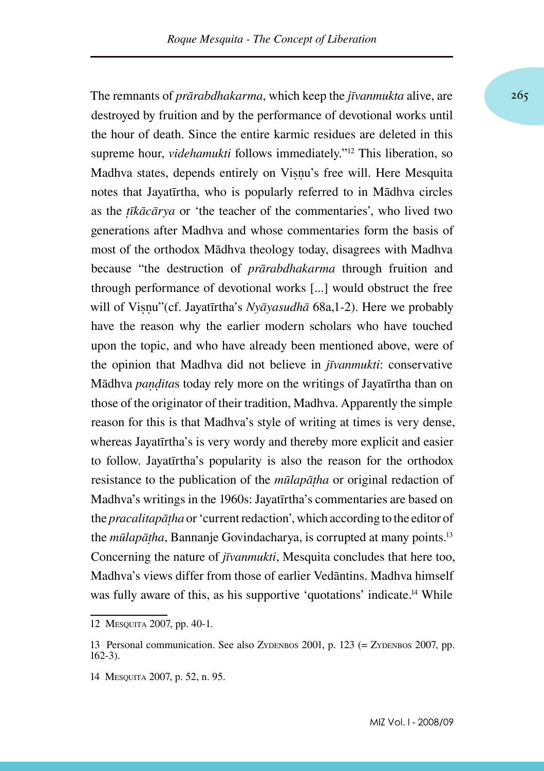The remnants of *prārabdhakarma*, which keep the *jīvanmukta* alive, are destroyed by fruition and by the performance of devotional works until the hour of death. Since the entire karmic residues are deleted in this supreme hour, *videhamukti* follows immediately."[12] This liberation, so Madhva states, depends entirely on Viṣṇu's free will. Here Mesquita notes that Jayatīrtha, who is popularly referred to in Mādhva circles as the *ṭīkācārya* or 'the teacher of the commentaries', who lived two generations after Madhva and whose commentaries form the basis of most of the orthodox Mādhva theology today, disagrees with Madhva because "the destruction of *prārabdhakarma* through fruition and through performance of devotional works [...] would obstruct the free will of Viṣṇu"(cf. Jayatīrtha's *Nyāyasudhā* 68a,1-2). Here we probably have the reason why the earlier modern scholars who have touched upon the topic, and who have already been mentioned above, were of the opinion that Madhva did not believe in *jīvanmukti*: conservative Mādhva *paṇḍita*s today rely more on the writings of Jayatīrtha than on those of the originator of their tradition, Madhva. Apparently the simple reason for this is that Madhva's style of writing at times is very dense, whereas Jayatīrtha's is very wordy and thereby more explicit and easier to follow. Jayatīrtha's popularity is also the reason for the orthodox resistance to the publication of the *mūlapāṭha* or original redaction of Madhva's writings in the 1960s: Jayatīrtha's commentaries are based on the *pracalitapāṭha* or 'current redaction', which according to the editor of the *mūlapāṭha*, Bannanje Govindacharya, is corrupted at many points.[13] Concerning the nature of *jīvanmukti*, Mesquita concludes that here too, Madhva's views differ from those of earlier Vedāntins. Madhva himself was fully aware of this, as his supportive 'quotations' indicate.[14] While

---

12 Mesquita 2007, pp. 40-1.

13 Personal communication. See also Zydenbos 2001, p. 123 (= Zydenbos 2007, pp. 162-3).

14 Mesquita 2007, p. 52, n. 95.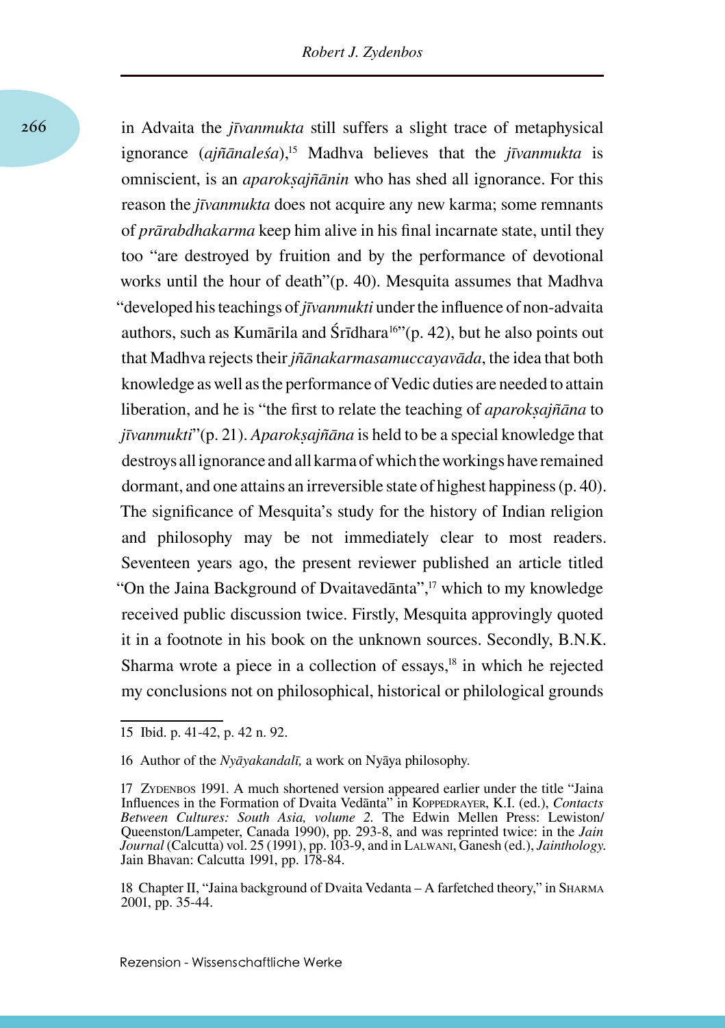in Advaita the *jīvanmukta* still suffers a slight trace of metaphysical ignorance (*ajñānaleśa*),[15] Madhva believes that the *jīvanmukta* is omniscient, is an *aparokṣajñānin* who has shed all ignorance. For this reason the *jīvanmukta* does not acquire any new karma; some remnants of *prārabdhakarma* keep him alive in his final incarnate state, until they too "are destroyed by fruition and by the performance of devotional works until the hour of death"(p. 40). Mesquita assumes that Madhva "developed his teachings of *jīvanmukti* under the influence of non-advaita authors, such as Kumārila and Śrīdhara[16]"(p. 42), but he also points out that Madhva rejects their *jñānakarmasamuccayavāda*, the idea that both knowledge as well as the performance of Vedic duties are needed to attain liberation, and he is "the first to relate the teaching of *aparokṣajñāna* to *jīvanmukti*"(p. 21). *Aparokṣajñāna* is held to be a special knowledge that destroys all ignorance and all karma of which the workings have remained dormant, and one attains an irreversible state of highest happiness (p. 40). The significance of Mesquita's study for the history of Indian religion and philosophy may be not immediately clear to most readers. Seventeen years ago, the present reviewer published an article titled "On the Jaina Background of Dvaitavedānta",[17] which to my knowledge received public discussion twice. Firstly, Mesquita approvingly quoted it in a footnote in his book on the unknown sources. Secondly, B.N.K. Sharma wrote a piece in a collection of essays,[18] in which he rejected my conclusions not on philosophical, historical or philological grounds

---

15 Ibid. p. 41-42, p. 42 n. 92.

16 Author of the *Nyāyakandalī,* a work on Nyāya philosophy.

17 Zydenbos 1991. A much shortened version appeared earlier under the title "Jaina Influences in the Formation of Dvaita Vedānta" in Koppedrayer, K.I. (ed.), *Contacts Between Cultures: South Asia, volume 2*. The Edwin Mellen Press: Lewiston/ Queenston/Lampeter, Canada 1990), pp. 293-8, and was reprinted twice: in the *Jain Journal* (Calcutta) vol. 25 (1991), pp. 103-9, and in Lalwani, Ganesh (ed.), *Jainthology*. Jain Bhavan: Calcutta 1991, pp. 178-84.

18 Chapter II, "Jaina background of Dvaita Vedanta – A farfetched theory," in Sharma 2001, pp. 35-44.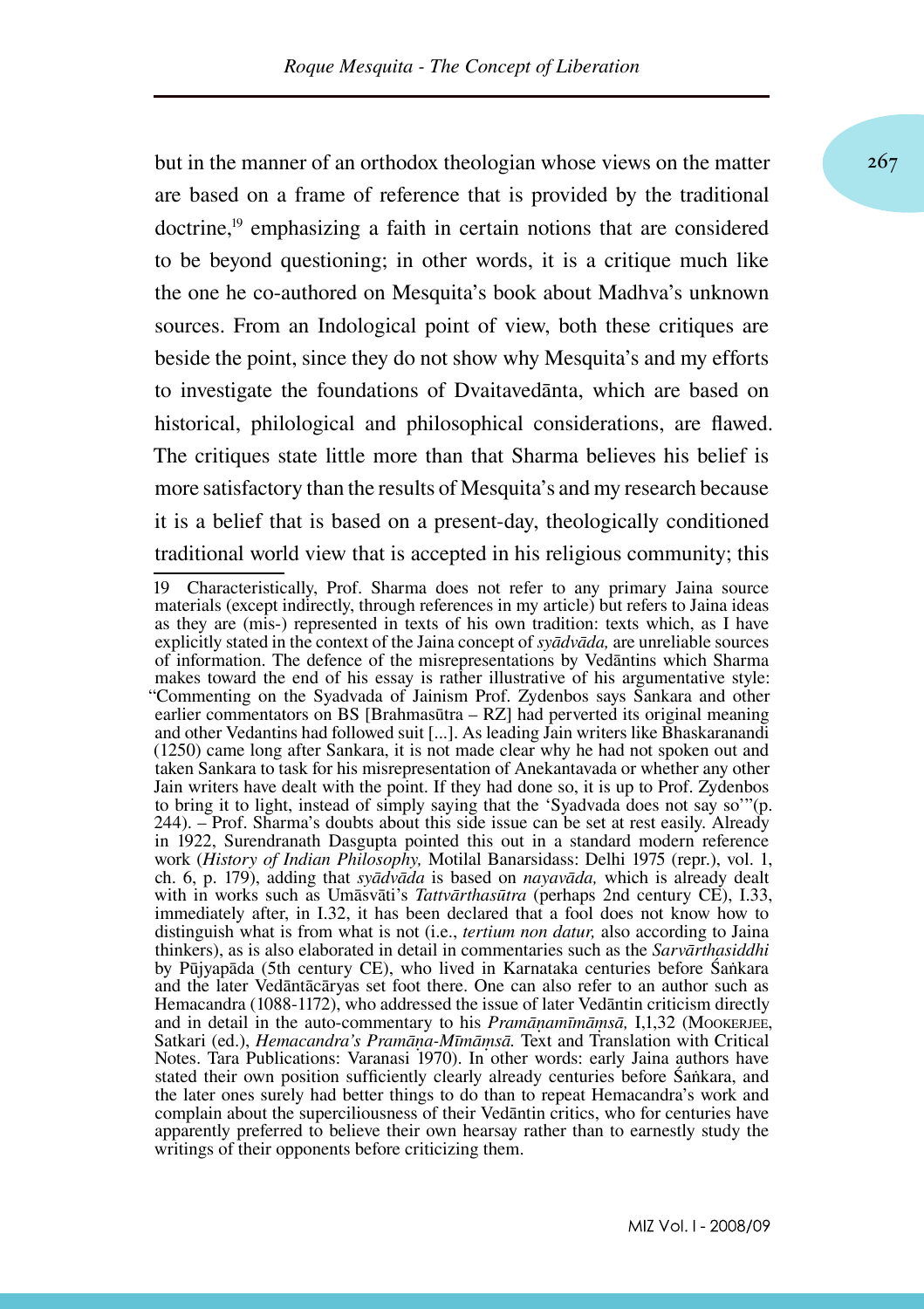but in the manner of an orthodox theologian whose views on the matter are based on a frame of reference that is provided by the traditional doctrine,[19] emphasizing a faith in certain notions that are considered to be beyond questioning; in other words, it is a critique much like the one he co-authored on Mesquita's book about Madhva's unknown sources. From an Indological point of view, both these critiques are beside the point, since they do not show why Mesquita's and my efforts to investigate the foundations of Dvaitavedānta, which are based on historical, philological and philosophical considerations, are flawed. The critiques state little more than that Sharma believes his belief is more satisfactory than the results of Mesquita's and my research because it is a belief that is based on a present-day, theologically conditioned traditional world view that is accepted in his religious community; this

---

19 Characteristically, Prof. Sharma does not refer to any primary Jaina source materials (except indirectly, through references in my article) but refers to Jaina ideas as they are (mis-) represented in texts of his own tradition: texts which, as I have explicitly stated in the context of the Jaina concept of *syādvāda,* are unreliable sources of information. The defence of the misrepresentations by Vedāntins which Sharma makes toward the end of his essay is rather illustrative of his argumentative style: "Commenting on the Syadvada of Jainism Prof. Zydenbos says Sankara and other earlier commentators on BS [Brahmasūtra – RZ] had perverted its original meaning and other Vedantins had followed suit [...]. As leading Jain writers like Bhaskaranandi (1250) came long after Sankara, it is not made clear why he had not spoken out and taken Sankara to task for his misrepresentation of Anekantavada or whether any other Jain writers have dealt with the point. If they had done so, it is up to Prof. Zydenbos to bring it to light, instead of simply saying that the 'Syadvada does not say so'" (p. 244). – Prof. Sharma's doubts about this side issue can be set at rest easily. Already in 1922, Surendranath Dasgupta pointed this out in a standard modern reference work (*History of Indian Philosophy,* Motilal Banarsidass: Delhi 1975 (repr.), vol. 1, ch. 6, p. 179), adding that *syādvāda* is based on *nayavāda,* which is already dealt with in works such as Umāsvāti's *Tattvārthasūtra* (perhaps 2nd century CE), I.33, immediately after, in I.32, it has been declared that a fool does not know how to distinguish what is from what is not (i.e., *tertium non datur,* also according to Jaina thinkers), as is also elaborated in detail in commentaries such as the *Sarvārthasiddhi* by Pūjyapāda (5th century CE), who lived in Karnataka centuries before Śaṅkara and the later Vedāntācāryas set foot there. One can also refer to an author such as Hemacandra (1088-1172), who addressed the issue of later Vedāntin criticism directly and in detail in the auto-commentary to his *Pramāṇamīmāṃsā,* I,1,32 (Mookerjee, Satkari (ed.), *Hemacandra's Pramāṇa-Mīmāṃsā.* Text and Translation with Critical Notes. Tara Publications: Varanasi 1970). In other words: early Jaina authors have stated their own position sufficiently clearly already centuries before Śaṅkara, and the later ones surely had better things to do than to repeat Hemacandra's work and complain about the superciliousness of their Vedāntin critics, who for centuries have apparently preferred to believe their own hearsay rather than to earnestly study the writings of their opponents before criticizing them.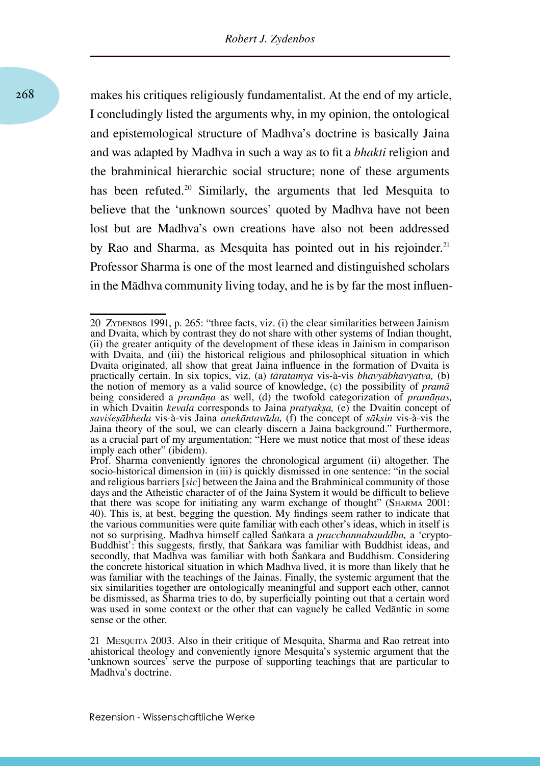makes his critiques religiously fundamentalist. At the end of my article, I concludingly listed the arguments why, in my opinion, the ontological and epistemological structure of Madhva's doctrine is basically Jaina and was adapted by Madhva in such a way as to fit a *bhakti* religion and the brahminical hierarchic social structure; none of these arguments has been refuted.[20] Similarly, the arguments that led Mesquita to believe that the 'unknown sources' quoted by Madhva have not been lost but are Madhva's own creations have also not been addressed by Rao and Sharma, as Mesquita has pointed out in his rejoinder.[21] Professor Sharma is one of the most learned and distinguished scholars in the Mādhva community living today, and he is by far the most influen-

---

20 Zydenbos 1991, p. 265: "three facts, viz. (i) the clear similarities between Jainism and Dvaita, which by contrast they do not share with other systems of Indian thought, (ii) the greater antiquity of the development of these ideas in Jainism in comparison with Dvaita, and (iii) the historical religious and philosophical situation in which Dvaita originated, all show that great Jaina influence in the formation of Dvaita is practically certain. In six topics, viz. (a) *tāratamya* vis-à-vis *bhavyābhavyatva,* (b) the notion of memory as a valid source of knowledge, (c) the possibility of *pramā* being considered a *pramāṇa* as well, (d) the twofold categorization of *pramāṇas,* in which Dvaitin *kevala* corresponds to Jaina *pratyakṣa,* (e) the Dvaitin concept of *saviśeṣābheda* vis-à-vis Jaina *anekāntavāda,* (f) the concept of *sākṣin* vis-à-vis the Jaina theory of the soul, we can clearly discern a Jaina background." Furthermore, as a crucial part of my argumentation: "Here we must notice that most of these ideas imply each other" (ibidem).

Prof. Sharma conveniently ignores the chronological argument (ii) altogether. The socio-historical dimension in (iii) is quickly dismissed in one sentence: "in the social and religious barriers [*sic*] between the Jaina and the Brahminical community of those days and the Atheistic character of of the Jaina System it would be difficult to believe that there was scope for initiating any warm exchange of thought" (Sharma 2001: 40). This is, at best, begging the question. My findings seem rather to indicate that the various communities were quite familiar with each other's ideas, which in itself is not so surprising. Madhva himself called Śaṅkara a *pracchannabauddha,* a 'crypto-Buddhist': this suggests, firstly, that Śaṅkara was familiar with Buddhist ideas, and secondly, that Madhva was familiar with both Śaṅkara and Buddhism. Considering the concrete historical situation in which Madhva lived, it is more than likely that he was familiar with the teachings of the Jainas. Finally, the systemic argument that the six similarities together are ontologically meaningful and support each other, cannot be dismissed, as Sharma tries to do, by superficially pointing out that a certain word was used in some context or the other that can vaguely be called Vedāntic in some sense or the other.

21 Mesquita 2003. Also in their critique of Mesquita, Sharma and Rao retreat into ahistorical theology and conveniently ignore Mesquita's systemic argument that the 'unknown sources' serve the purpose of supporting teachings that are particular to Madhva's doctrine.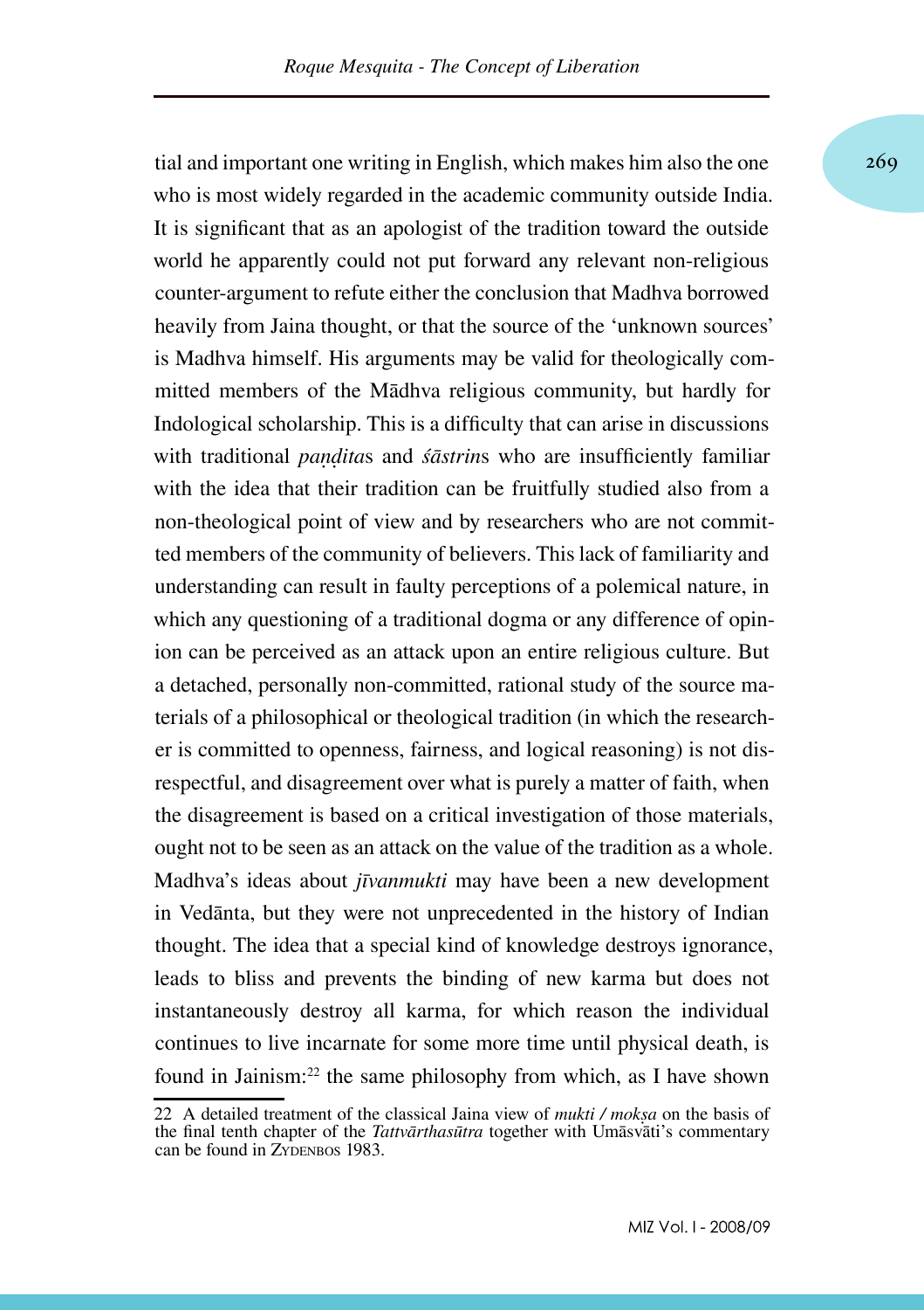tial and important one writing in English, which makes him also the one who is most widely regarded in the academic community outside India. It is significant that as an apologist of the tradition toward the outside world he apparently could not put forward any relevant non-religious counter-argument to refute either the conclusion that Madhva borrowed heavily from Jaina thought, or that the source of the 'unknown sources' is Madhva himself. His arguments may be valid for theologically committed members of the Mādhva religious community, but hardly for Indological scholarship. This is a difficulty that can arise in discussions with traditional *paṇḍita*s and *śāstrin*s who are insufficiently familiar with the idea that their tradition can be fruitfully studied also from a non-theological point of view and by researchers who are not committed members of the community of believers. This lack of familiarity and understanding can result in faulty perceptions of a polemical nature, in which any questioning of a traditional dogma or any difference of opinion can be perceived as an attack upon an entire religious culture. But a detached, personally non-committed, rational study of the source materials of a philosophical or theological tradition (in which the researcher is committed to openness, fairness, and logical reasoning) is not disrespectful, and disagreement over what is purely a matter of faith, when the disagreement is based on a critical investigation of those materials, ought not to be seen as an attack on the value of the tradition as a whole. Madhva's ideas about *jīvanmukti* may have been a new development in Vedānta, but they were not unprecedented in the history of Indian thought. The idea that a special kind of knowledge destroys ignorance, leads to bliss and prevents the binding of new karma but does not instantaneously destroy all karma, for which reason the individual continues to live incarnate for some more time until physical death, is found in Jainism:[22] the same philosophy from which, as I have shown

22 A detailed treatment of the classical Jaina view of *mukti / mokṣa* on the basis of the final tenth chapter of the *Tattvārthasūtra* together with Umāsvāti's commentary can be found in Zydenbos 1983.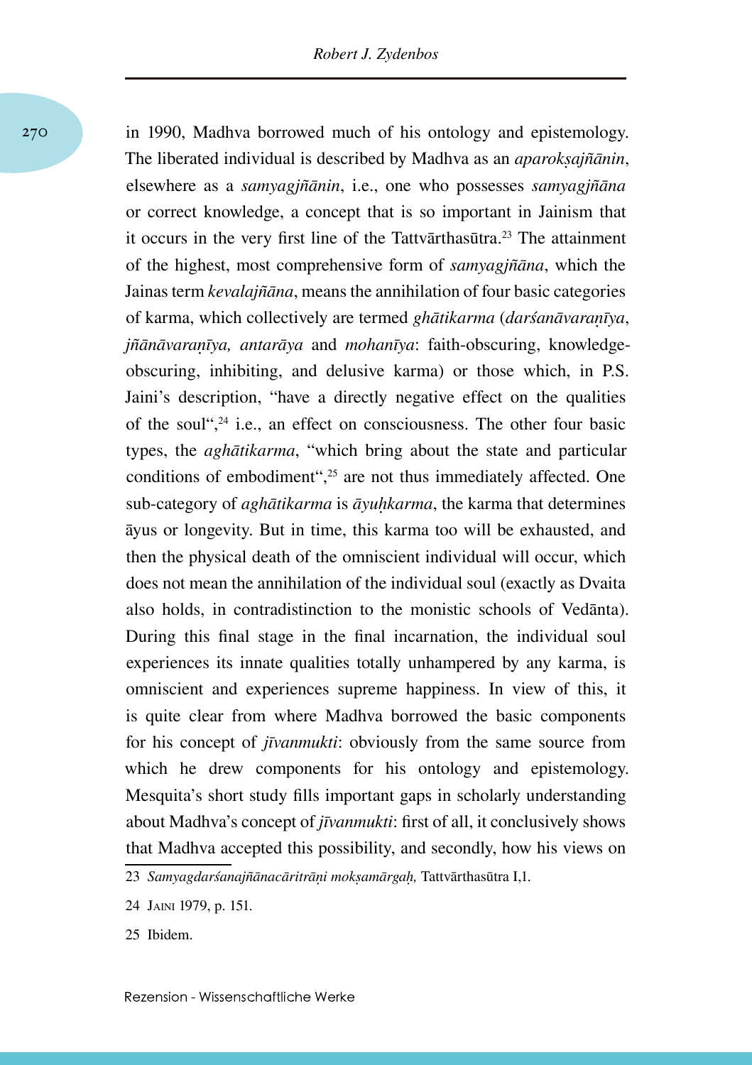in 1990, Madhva borrowed much of his ontology and epistemology. The liberated individual is described by Madhva as an *aparokṣajñānin*, elsewhere as a *samyagjñānin*, i.e., one who possesses *samyagjñāna* or correct knowledge, a concept that is so important in Jainism that it occurs in the very first line of the Tattvārthasūtra.[23] The attainment of the highest, most comprehensive form of *samyagjñāna*, which the Jainas term *kevalajñāna*, means the annihilation of four basic categories of karma, which collectively are termed *ghātikarma* (*darśanāvaraṇīya*, *jñānāvaraṇīya, antarāya* and *mohanīya*: faith-obscuring, knowledge-obscuring, inhibiting, and delusive karma) or those which, in P.S. Jaini's description, "have a directly negative effect on the qualities of the soul",[24] i.e., an effect on consciousness. The other four basic types, the *aghātikarma*, "which bring about the state and particular conditions of embodiment",[25] are not thus immediately affected. One sub-category of *aghātikarma* is *āyuḥkarma*, the karma that determines āyus or longevity. But in time, this karma too will be exhausted, and then the physical death of the omniscient individual will occur, which does not mean the annihilation of the individual soul (exactly as Dvaita also holds, in contradistinction to the monistic schools of Vedānta). During this final stage in the final incarnation, the individual soul experiences its innate qualities totally unhampered by any karma, is omniscient and experiences supreme happiness. In view of this, it is quite clear from where Madhva borrowed the basic components for his concept of *jīvanmukti*: obviously from the same source from which he drew components for his ontology and epistemology. Mesquita's short study fills important gaps in scholarly understanding about Madhva's concept of *jīvanmukti*: first of all, it conclusively shows that Madhva accepted this possibility, and secondly, how his views on

23 *Samyagdarśanajñānacāritrāṇi mokṣamārgaḥ,* Tattvārthasūtra I,1.

24 Jaini 1979, p. 151.

25 Ibidem.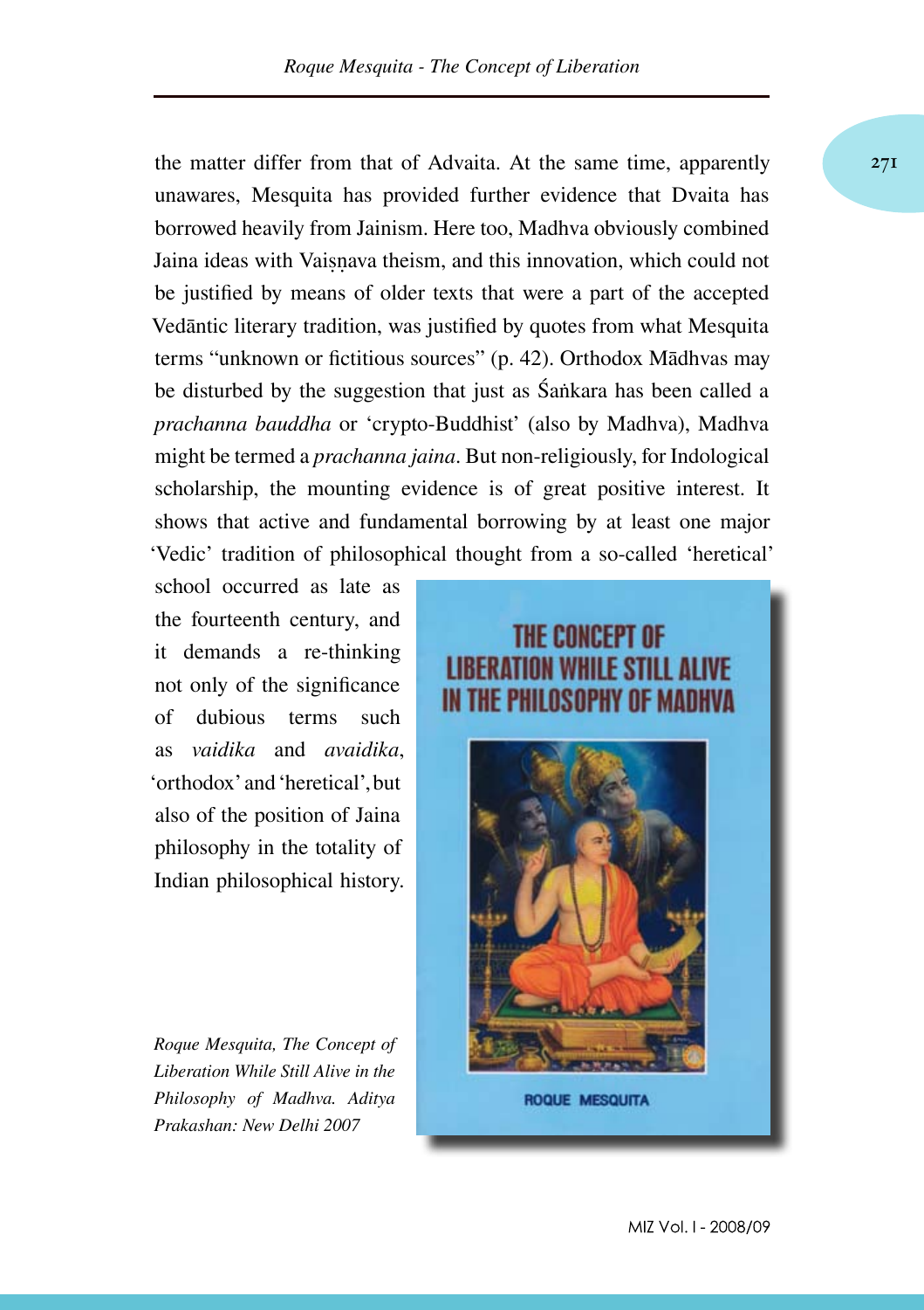the matter differ from that of Advaita. At the same time, apparently unawares, Mesquita has provided further evidence that Dvaita has borrowed heavily from Jainism. Here too, Madhva obviously combined Jaina ideas with Vaiṣṇava theism, and this innovation, which could not be justified by means of older texts that were a part of the accepted Vedāntic literary tradition, was justified by quotes from what Mesquita terms "unknown or fictitious sources" (p. 42). Orthodox Mādhvas may be disturbed by the suggestion that just as Śaṅkara has been called a *prachanna bauddha* or 'crypto-Buddhist' (also by Madhva), Madhva might be termed a *prachanna jaina*. But non-religiously, for Indological scholarship, the mounting evidence is of great positive interest. It shows that active and fundamental borrowing by at least one major 'Vedic' tradition of philosophical thought from a so-called 'heretical' school occurred as late as the fourteenth century, and it demands a re-thinking not only of the significance of dubious terms such as *vaidika* and *avaidika*, 'orthodox' and 'heretical', but also of the position of Jaina philosophy in the totality of Indian philosophical history.

*Roque Mesquita, The Concept of Liberation While Still Alive in the Philosophy of Madhva. Aditya Prakashan: New Delhi 2007*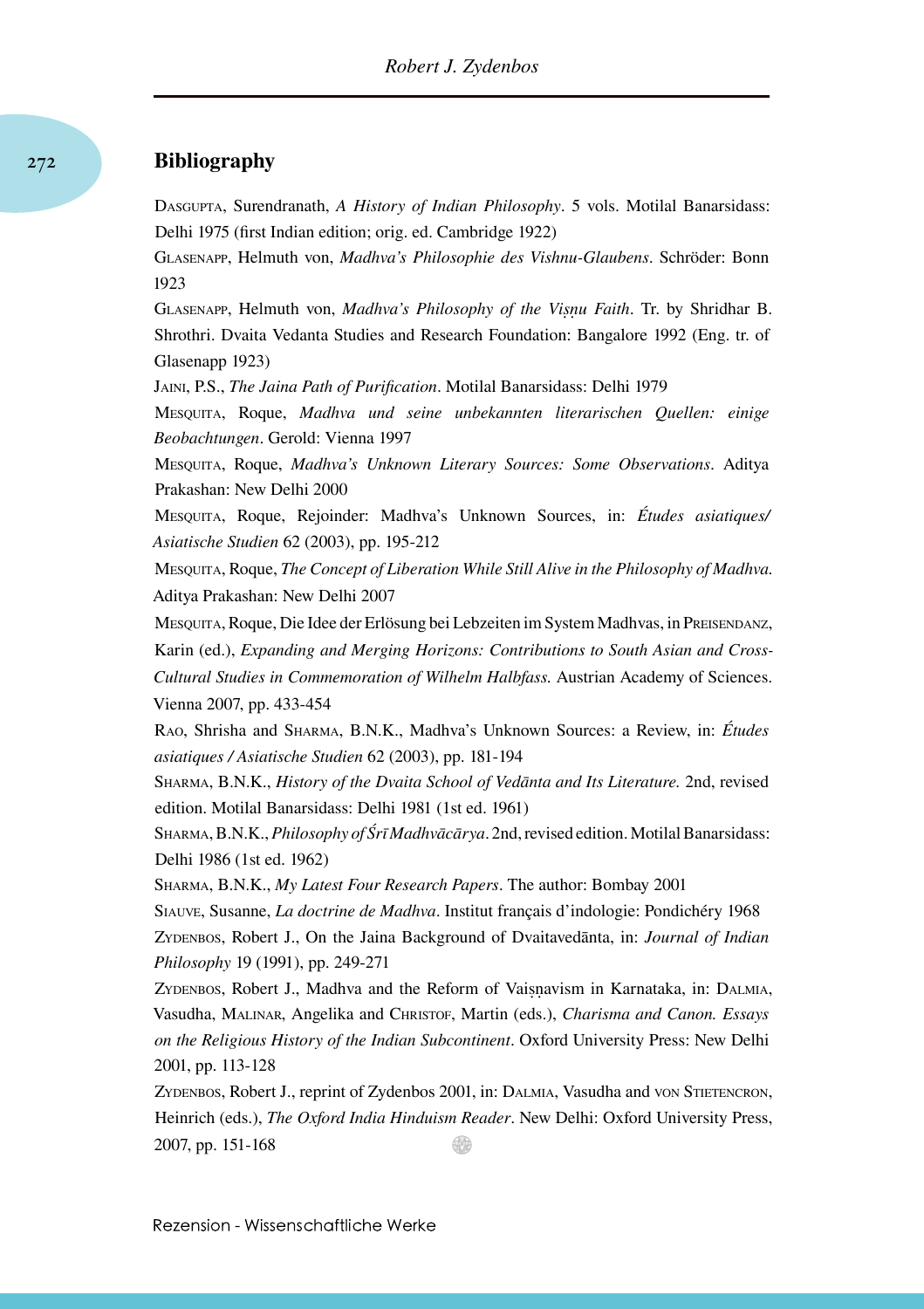## Bibliography

Dasgupta, Surendranath, *A History of Indian Philosophy*. 5 vols. Motilal Banarsidass: Delhi 1975 (first Indian edition; orig. ed. Cambridge 1922)

Glasenapp, Helmuth von, *Madhva's Philosophie des Vishnu-Glaubens*. Schröder: Bonn 1923

Glasenapp, Helmuth von, *Madhva's Philosophy of the Viṣṇu Faith*. Tr. by Shridhar B. Shrothri. Dvaita Vedanta Studies and Research Foundation: Bangalore 1992 (Eng. tr. of Glasenapp 1923)

Jaini, P.S., *The Jaina Path of Purification*. Motilal Banarsidass: Delhi 1979

Mesquita, Roque, *Madhva und seine unbekannten literarischen Quellen: einige Beobachtungen*. Gerold: Vienna 1997

Mesquita, Roque, *Madhva's Unknown Literary Sources: Some Observations*. Aditya Prakashan: New Delhi 2000

Mesquita, Roque, Rejoinder: Madhva's Unknown Sources, in: *Études asiatiques/ Asiatische Studien* 62 (2003), pp. 195-212

Mesquita, Roque, *The Concept of Liberation While Still Alive in the Philosophy of Madhva.* Aditya Prakashan: New Delhi 2007

Mesquita, Roque, Die Idee der Erlösung bei Lebzeiten im System Madhvas, in Preisendanz, Karin (ed.), *Expanding and Merging Horizons: Contributions to South Asian and Cross-Cultural Studies in Commemoration of Wilhelm Halbfass.* Austrian Academy of Sciences. Vienna 2007, pp. 433-454

Rao, Shrisha and Sharma, B.N.K., Madhva's Unknown Sources: a Review, in: *Études asiatiques / Asiatische Studien* 62 (2003), pp. 181-194

Sharma, B.N.K., *History of the Dvaita School of Vedānta and Its Literature.* 2nd, revised edition. Motilal Banarsidass: Delhi 1981 (1st ed. 1961)

Sharma, B.N.K., *Philosophy of Śrī Madhvācārya*. 2nd, revised edition. Motilal Banarsidass: Delhi 1986 (1st ed. 1962)

Sharma, B.N.K., *My Latest Four Research Papers*. The author: Bombay 2001

Siauve, Susanne, *La doctrine de Madhva*. Institut français d'indologie: Pondichéry 1968

Zydenbos, Robert J., On the Jaina Background of Dvaitavedānta, in: *Journal of Indian Philosophy* 19 (1991), pp. 249-271

Zydenbos, Robert J., Madhva and the Reform of Vaiṣṇavism in Karnataka, in: Dalmia, Vasudha, Malinar, Angelika and Christof, Martin (eds.), *Charisma and Canon. Essays on the Religious History of the Indian Subcontinent*. Oxford University Press: New Delhi 2001, pp. 113-128

Zydenbos, Robert J., reprint of Zydenbos 2001, in: Dalmia, Vasudha and von Stietencron, Heinrich (eds.), *The Oxford India Hinduism Reader*. New Delhi: Oxford University Press, 2007, pp. 151-168